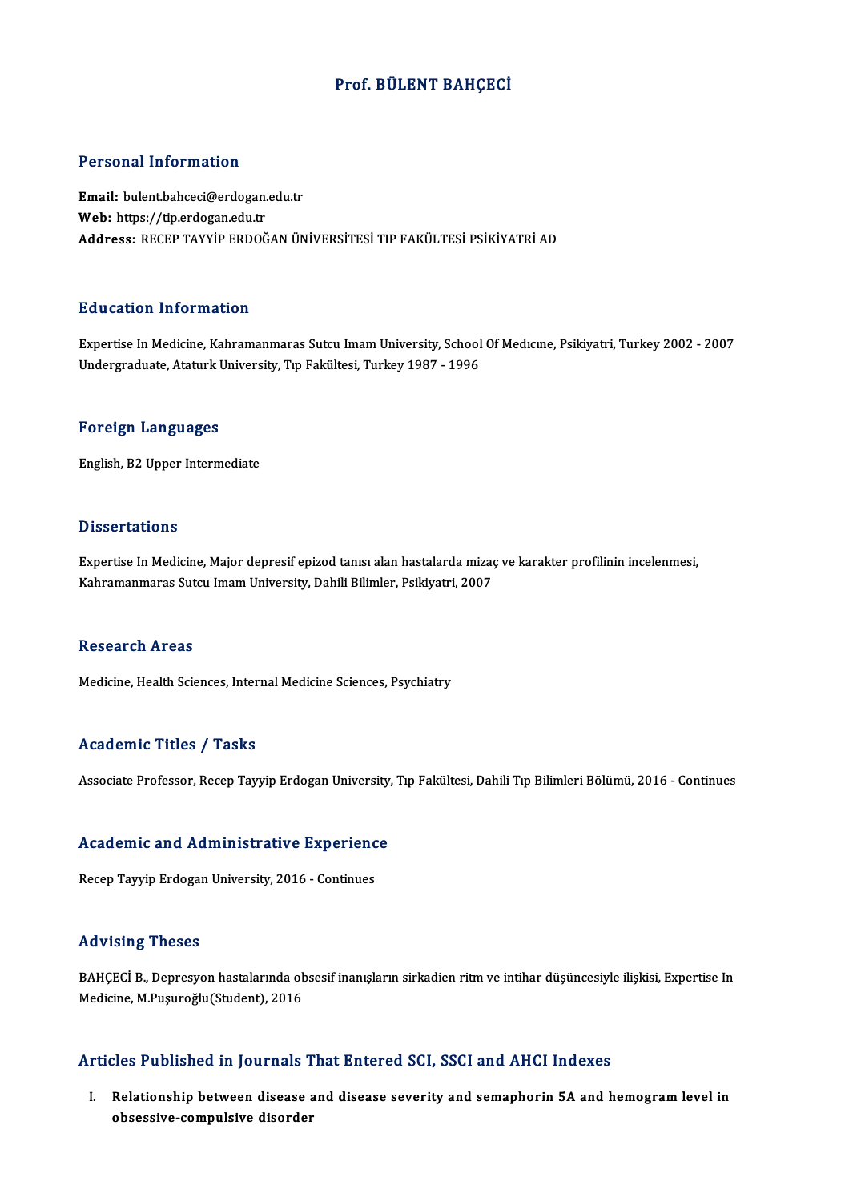# Prof. BÜLENT BAHÇECİ

## Personal Information

**Email:** bulent.bahceci@erdogan.edu.tr
**Web:** https://tip.erdogan.edu.tr
**Address:** RECEP TAYYİP ERDOĞAN ÜNİVERSİTESİ TIP FAKÜLTESİ PSİKİYATRİ AD

## Education Information

Expertise In Medicine, Kahramanmaras Sutcu Imam University, School Of Medıcıne, Psikiyatri, Turkey 2002 - 2007
Undergraduate, Ataturk University, Tıp Fakültesi, Turkey 1987 - 1996

## Foreign Languages

English, B2 Upper Intermediate

## Dissertations

Expertise In Medicine, Major depresif epizod tanısı alan hastalarda mizaç ve karakter profilinin incelenmesi, Kahramanmaras Sutcu Imam University, Dahili Bilimler, Psikiyatri, 2007

## Research Areas

Medicine, Health Sciences, Internal Medicine Sciences, Psychiatry

## Academic Titles / Tasks

Associate Professor, Recep Tayyip Erdogan University, Tıp Fakültesi, Dahili Tıp Bilimleri Bölümü, 2016 - Continues

## Academic and Administrative Experience

Recep Tayyip Erdogan University, 2016 - Continues

## Advising Theses

BAHÇECİ B., Depresyon hastalarında obsesif inanışların sirkadien ritm ve intihar düşüncesiyle ilişkisi, Expertise In Medicine, M.Puşuroğlu(Student), 2016

## Articles Published in Journals That Entered SCI, SSCI and AHCI Indexes

I. **Relationship between disease and disease severity and semaphorin 5A and hemogram level in obsessive-compulsive disorder**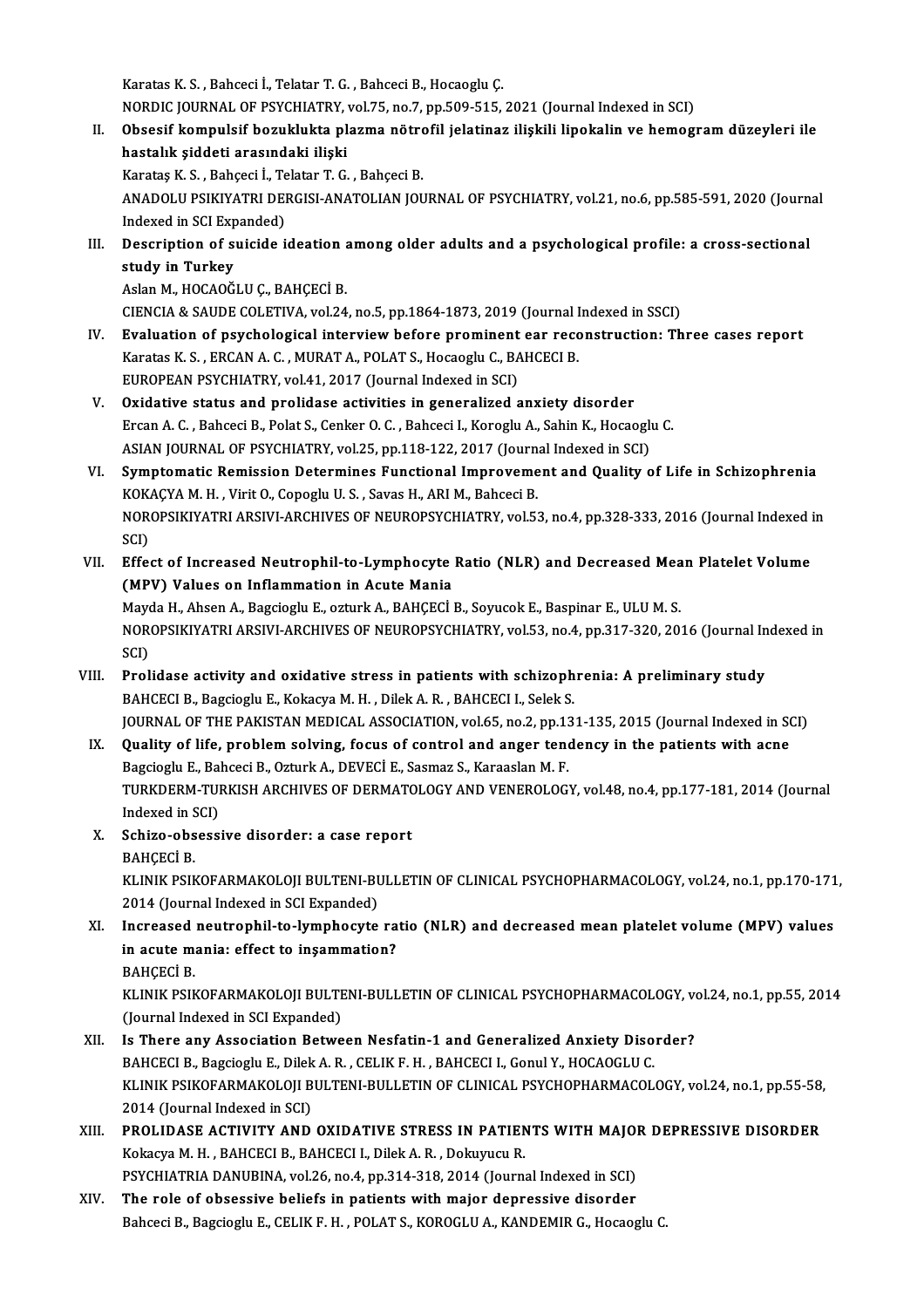Karatas K. S. , Bahceci İ., Telatar T. G. , Bahceci B., Hocaoglu Ç.
NORDIC JOURNAL OF PSYCHIATRY, vol.75, no.7, pp.509-515, 2021 (Journal Indexed in SCI)

II. **Obsesif kompulsif bozuklukta plazma nötrofil jelatinaz ilişkili lipokalin ve hemogram düzeyleri ile hastalık şiddeti arasındaki ilişki**
Karataş K. S. , Bahçeci İ., Telatar T. G. , Bahçeci B.
ANADOLU PSIKIYATRI DERGISI-ANATOLIAN JOURNAL OF PSYCHIATRY, vol.21, no.6, pp.585-591, 2020 (Journal Indexed in SCI Expanded)

III. **Description of suicide ideation among older adults and a psychological profile: a cross-sectional study in Turkey**
Aslan M., HOCAOĞLU Ç., BAHÇECİ B.
CIENCIA & SAUDE COLETIVA, vol.24, no.5, pp.1864-1873, 2019 (Journal Indexed in SSCI)

IV. **Evaluation of psychological interview before prominent ear reconstruction: Three cases report**
Karatas K. S. , ERCAN A. C. , MURAT A., POLAT S., Hocaoglu C., BAHCECI B.
EUROPEAN PSYCHIATRY, vol.41, 2017 (Journal Indexed in SCI)

V. **Oxidative status and prolidase activities in generalized anxiety disorder**
Ercan A. C. , Bahceci B., Polat S., Cenker O. C. , Bahceci I., Koroglu A., Sahin K., Hocaoglu C.
ASIAN JOURNAL OF PSYCHIATRY, vol.25, pp.118-122, 2017 (Journal Indexed in SCI)

VI. **Symptomatic Remission Determines Functional Improvement and Quality of Life in Schizophrenia**
KOKAÇYA M. H. , Virit O., Copoglu U. S. , Savas H., ARI M., Bahceci B.
NOROPSIKIYATRI ARSIVI-ARCHIVES OF NEUROPSYCHIATRY, vol.53, no.4, pp.328-333, 2016 (Journal Indexed in SCI)

VII. **Effect of Increased Neutrophil-to-Lymphocyte Ratio (NLR) and Decreased Mean Platelet Volume (MPV) Values on Inflammation in Acute Mania**
Mayda H., Ahsen A., Bagcioglu E., ozturk A., BAHÇECİ B., Soyucok E., Baspinar E., ULU M. S.
NOROPSIKIYATRI ARSIVI-ARCHIVES OF NEUROPSYCHIATRY, vol.53, no.4, pp.317-320, 2016 (Journal Indexed in SCI)

VIII. **Prolidase activity and oxidative stress in patients with schizophrenia: A preliminary study**
BAHCECI B., Bagcioglu E., Kokacya M. H. , Dilek A. R. , BAHCECI I., Selek S.
JOURNAL OF THE PAKISTAN MEDICAL ASSOCIATION, vol.65, no.2, pp.131-135, 2015 (Journal Indexed in SCI)

IX. **Quality of life, problem solving, focus of control and anger tendency in the patients with acne**
Bagcioglu E., Bahceci B., Ozturk A., DEVECİ E., Sasmaz S., Karaaslan M. F.
TURKDERM-TURKISH ARCHIVES OF DERMATOLOGY AND VENEROLOGY, vol.48, no.4, pp.177-181, 2014 (Journal Indexed in SCI)

X. **Schizo-obsessive disorder: a case report**
BAHÇECİ B.
KLINIK PSIKOFARMAKOLOJI BULTENI-BULLETIN OF CLINICAL PSYCHOPHARMACOLOGY, vol.24, no.1, pp.170-171, 2014 (Journal Indexed in SCI Expanded)

XI. **Increased neutrophil-to-lymphocyte ratio (NLR) and decreased mean platelet volume (MPV) values in acute mania: effect to inşammation?**
BAHÇECİ B.
KLINIK PSIKOFARMAKOLOJI BULTENI-BULLETIN OF CLINICAL PSYCHOPHARMACOLOGY, vol.24, no.1, pp.55, 2014 (Journal Indexed in SCI Expanded)

XII. **Is There any Association Between Nesfatin-1 and Generalized Anxiety Disorder?**
BAHCECI B., Bagcioglu E., Dilek A. R. , CELIK F. H. , BAHCECI I., Gonul Y., HOCAOGLU C.
KLINIK PSIKOFARMAKOLOJI BULTENI-BULLETIN OF CLINICAL PSYCHOPHARMACOLOGY, vol.24, no.1, pp.55-58, 2014 (Journal Indexed in SCI)

XIII. **PROLIDASE ACTIVITY AND OXIDATIVE STRESS IN PATIENTS WITH MAJOR DEPRESSIVE DISORDER**
Kokacya M. H. , BAHCECI B., BAHCECI I., Dilek A. R. , Dokuyucu R.
PSYCHIATRIA DANUBINA, vol.26, no.4, pp.314-318, 2014 (Journal Indexed in SCI)

XIV. **The role of obsessive beliefs in patients with major depressive disorder**
Bahceci B., Bagcioglu E., CELIK F. H. , POLAT S., KOROGLU A., KANDEMIR G., Hocaoglu C.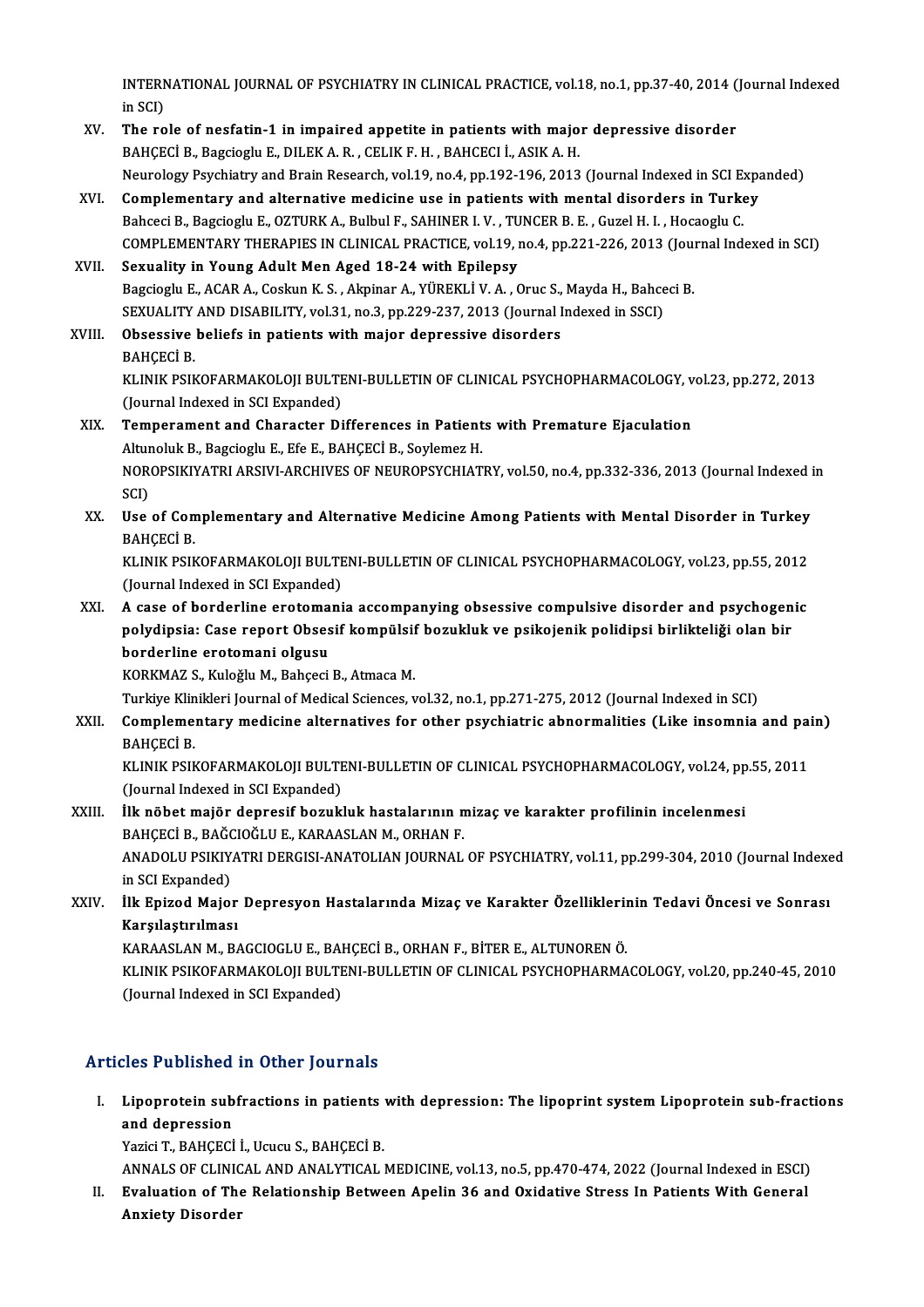INTERNATIONAL JOURNAL OF PSYCHIATRY IN CLINICAL PRACTICE, vol.18, no.1, pp.37-40, 2014 (Journal Indexed in SCI)

XV. **The role of nesfatin-1 in impaired appetite in patients with major depressive disorder**
BAHÇECİ B., Bagcioglu E., DILEK A. R. , CELIK F. H. , BAHCECI İ., ASIK A. H.
Neurology Psychiatry and Brain Research, vol.19, no.4, pp.192-196, 2013 (Journal Indexed in SCI Expanded)

XVI. **Complementary and alternative medicine use in patients with mental disorders in Turkey**
Bahceci B., Bagcioglu E., OZTURK A., Bulbul F., SAHINER I. V. , TUNCER B. E. , Guzel H. I. , Hocaoglu C.
COMPLEMENTARY THERAPIES IN CLINICAL PRACTICE, vol.19, no.4, pp.221-226, 2013 (Journal Indexed in SCI)

XVII. **Sexuality in Young Adult Men Aged 18-24 with Epilepsy**
Bagcioglu E., ACAR A., Coskun K. S. , Akpinar A., YÜREKLİ V. A. , Oruc S., Mayda H., Bahceci B.
SEXUALITY AND DISABILITY, vol.31, no.3, pp.229-237, 2013 (Journal Indexed in SSCI)

XVIII. **Obsessive beliefs in patients with major depressive disorders**
BAHÇECİ B.
KLINIK PSIKOFARMAKOLOJI BULTENI-BULLETIN OF CLINICAL PSYCHOPHARMACOLOGY, vol.23, pp.272, 2013 (Journal Indexed in SCI Expanded)

XIX. **Temperament and Character Differences in Patients with Premature Ejaculation**
Altunoluk B., Bagcioglu E., Efe E., BAHÇECİ B., Soylemez H.
NOROPSIKIYATRI ARSIVI-ARCHIVES OF NEUROPSYCHIATRY, vol.50, no.4, pp.332-336, 2013 (Journal Indexed in SCI)

XX. **Use of Complementary and Alternative Medicine Among Patients with Mental Disorder in Turkey**
BAHÇECİ B.
KLINIK PSIKOFARMAKOLOJI BULTENI-BULLETIN OF CLINICAL PSYCHOPHARMACOLOGY, vol.23, pp.55, 2012 (Journal Indexed in SCI Expanded)

XXI. **A case of borderline erotomania accompanying obsessive compulsive disorder and psychogenic polydipsia: Case report Obsesif kompülsif bozukluk ve psikojenik polidipsi birlikteliği olan bir borderline erotomani olgusu**
KORKMAZ S., Kuloğlu M., Bahçeci B., Atmaca M.
Turkiye Klinikleri Journal of Medical Sciences, vol.32, no.1, pp.271-275, 2012 (Journal Indexed in SCI)

XXII. **Complementary medicine alternatives for other psychiatric abnormalities (Like insomnia and pain)**
BAHÇECİ B.
KLINIK PSIKOFARMAKOLOJI BULTENI-BULLETIN OF CLINICAL PSYCHOPHARMACOLOGY, vol.24, pp.55, 2011 (Journal Indexed in SCI Expanded)

XXIII. **İlk nöbet majör depresif bozukluk hastalarının mizaç ve karakter profilinin incelenmesi**
BAHÇECİ B., BAĞCIOĞLU E., KARAASLAN M., ORHAN F.
ANADOLU PSIKIYATRI DERGISI-ANATOLIAN JOURNAL OF PSYCHIATRY, vol.11, pp.299-304, 2010 (Journal Indexed in SCI Expanded)

XXIV. **İlk Epizod Major Depresyon Hastalarında Mizaç ve Karakter Özelliklerinin Tedavi Öncesi ve Sonrası Karşılaştırılması**
KARAASLAN M., BAGCIOGLU E., BAHÇECİ B., ORHAN F., BİTER E., ALTUNOREN Ö.
KLINIK PSIKOFARMAKOLOJI BULTENI-BULLETIN OF CLINICAL PSYCHOPHARMACOLOGY, vol.20, pp.240-45, 2010 (Journal Indexed in SCI Expanded)

## Articles Published in Other Journals

I. **Lipoprotein subfractions in patients with depression: The lipoprint system Lipoprotein sub-fractions and depression**
Yazici T., BAHÇECİ İ., Ucucu S., BAHÇECİ B.
ANNALS OF CLINICAL AND ANALYTICAL MEDICINE, vol.13, no.5, pp.470-474, 2022 (Journal Indexed in ESCI)

II. **Evaluation of The Relationship Between Apelin 36 and Oxidative Stress In Patients With General Anxiety Disorder**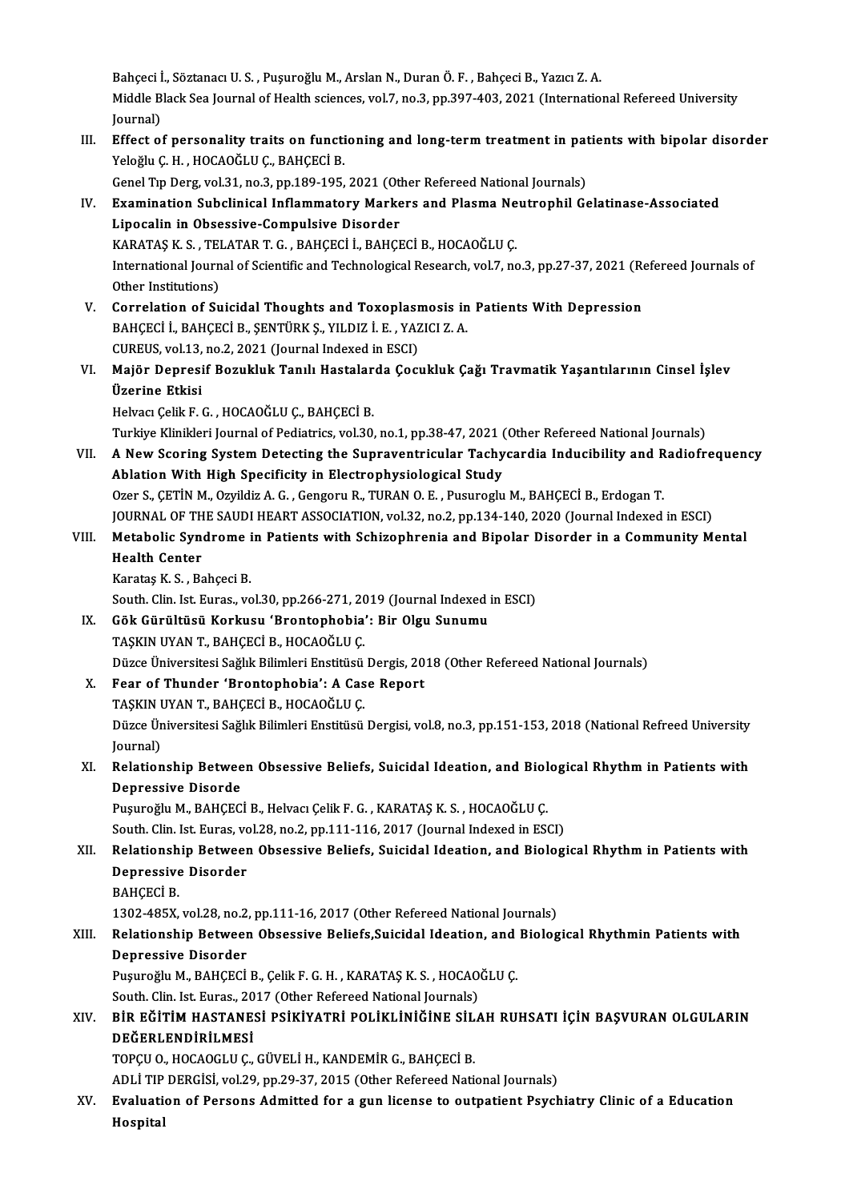Bahçeci İ., Söztanacı U. S. , Puşuroğlu M., Arslan N., Duran Ö. F. , Bahçeci B., Yazıcı Z. A.
Middle Black Sea Journal of Health sciences, vol.7, no.3, pp.397-403, 2021 (International Refereed University Journal)

III. **Effect of personality traits on functioning and long-term treatment in patients with bipolar disorder**
Yeloğlu Ç. H. , HOCAOĞLU Ç., BAHÇECİ B.
Genel Tıp Derg, vol.31, no.3, pp.189-195, 2021 (Other Refereed National Journals)

IV. **Examination Subclinical Inflammatory Markers and Plasma Neutrophil Gelatinase-Associated Lipocalin in Obsessive-Compulsive Disorder**
KARATAŞ K. S. , TELATAR T. G. , BAHÇECİ İ., BAHÇECİ B., HOCAOĞLU Ç.
International Journal of Scientific and Technological Research, vol.7, no.3, pp.27-37, 2021 (Refereed Journals of Other Institutions)

V. **Correlation of Suicidal Thoughts and Toxoplasmosis in Patients With Depression**
BAHÇECİ İ., BAHÇECİ B., ŞENTÜRK Ş., YILDIZ İ. E. , YAZICI Z. A.
CUREUS, vol.13, no.2, 2021 (Journal Indexed in ESCI)

VI. **Majör Depresif Bozukluk Tanılı Hastalarda Çocukluk Çağı Travmatik Yaşantılarının Cinsel İşlev Üzerine Etkisi**
Helvacı Çelik F. G. , HOCAOĞLU Ç., BAHÇECİ B.
Turkiye Klinikleri Journal of Pediatrics, vol.30, no.1, pp.38-47, 2021 (Other Refereed National Journals)

VII. **A New Scoring System Detecting the Supraventricular Tachycardia Inducibility and Radiofrequency Ablation With High Specificity in Electrophysiological Study**
Ozer S., ÇETİN M., Ozyildiz A. G. , Gengoru R., TURAN O. E. , Pusuroglu M., BAHÇECİ B., Erdogan T.
JOURNAL OF THE SAUDI HEART ASSOCIATION, vol.32, no.2, pp.134-140, 2020 (Journal Indexed in ESCI)

VIII. **Metabolic Syndrome in Patients with Schizophrenia and Bipolar Disorder in a Community Mental Health Center**
Karataş K. S. , Bahçeci B.
South. Clin. Ist. Euras., vol.30, pp.266-271, 2019 (Journal Indexed in ESCI)

IX. **Gök Gürültüsü Korkusu 'Brontophobia': Bir Olgu Sunumu**
TAŞKIN UYAN T., BAHÇECİ B., HOCAOĞLU Ç.
Düzce Üniversitesi Sağlık Bilimleri Enstitüsü Dergis, 2018 (Other Refereed National Journals)

X. **Fear of Thunder 'Brontophobia': A Case Report**
TAŞKIN UYAN T., BAHÇECİ B., HOCAOĞLU Ç.
Düzce Üniversitesi Sağlık Bilimleri Enstitüsü Dergisi, vol.8, no.3, pp.151-153, 2018 (National Refreed University Journal)

XI. **Relationship Between Obsessive Beliefs, Suicidal Ideation, and Biological Rhythm in Patients with Depressive Disorde**
Puşuroğlu M., BAHÇECİ B., Helvacı Çelik F. G. , KARATAŞ K. S. , HOCAOĞLU Ç.
South. Clin. Ist. Euras, vol.28, no.2, pp.111-116, 2017 (Journal Indexed in ESCI)

XII. **Relationship Between Obsessive Beliefs, Suicidal Ideation, and Biological Rhythm in Patients with Depressive Disorder**
BAHÇECİ B.
1302-485X, vol.28, no.2, pp.111-16, 2017 (Other Refereed National Journals)

XIII. **Relationship Between Obsessive Beliefs,Suicidal Ideation, and Biological Rhythmin Patients with Depressive Disorder**
Puşuroğlu M., BAHÇECİ B., Çelik F. G. H. , KARATAŞ K. S. , HOCAOĞLU Ç.
South. Clin. Ist. Euras., 2017 (Other Refereed National Journals)

XIV. **BİR EĞİTİM HASTANESİ PSİKİYATRİ POLİKLİNİĞİNE SİLAH RUHSATI İÇİN BAŞVURAN OLGULARIN DEĞERLENDİRİLMESİ**
TOPÇU O., HOCAOGLU Ç., GÜVELİ H., KANDEMİR G., BAHÇECİ B.
ADLİ TIP DERGİSİ, vol.29, pp.29-37, 2015 (Other Refereed National Journals)

XV. **Evaluation of Persons Admitted for a gun license to outpatient Psychiatry Clinic of a Education Hospital**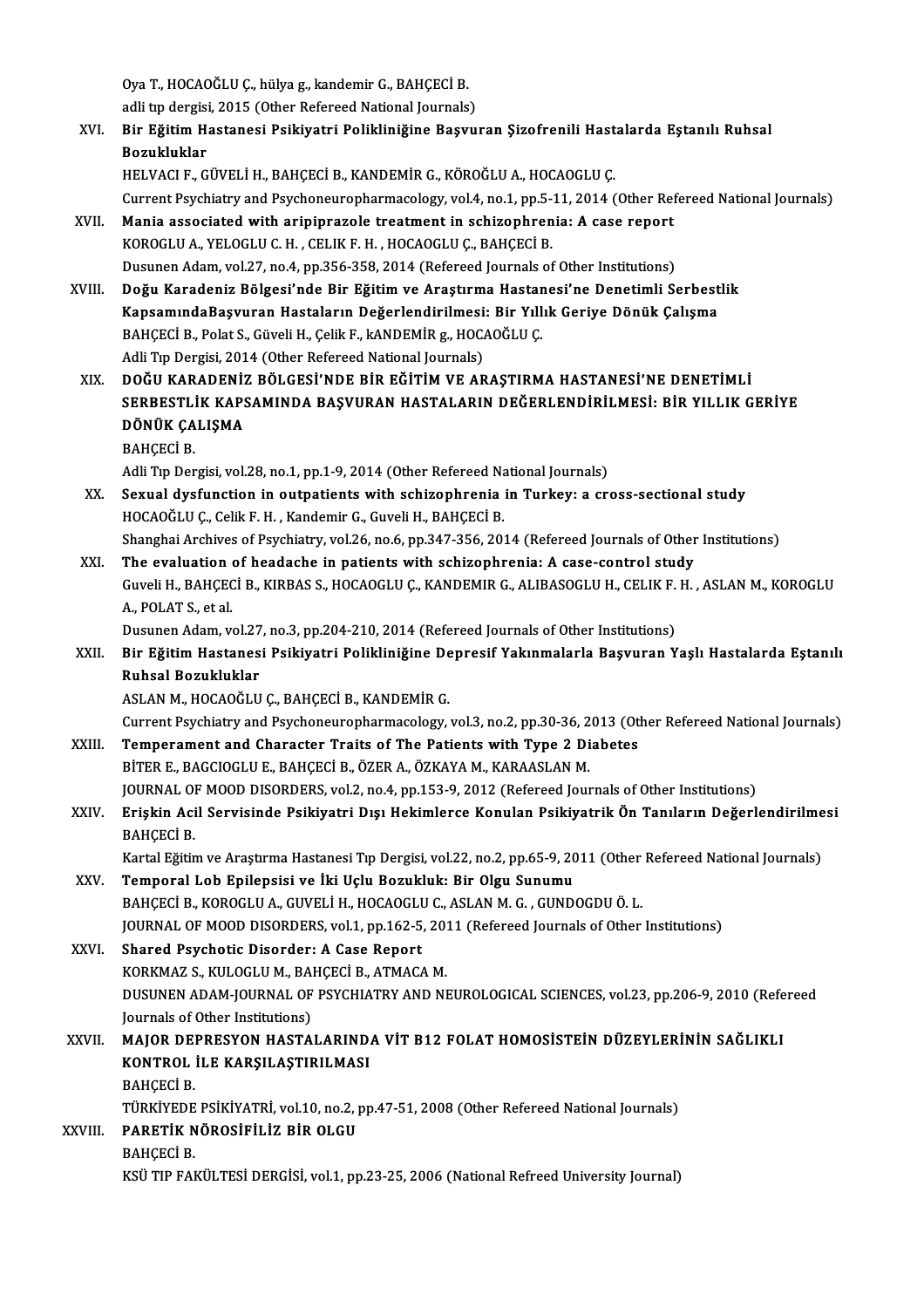Oya T., HOCAOĞLU Ç., hülya g., kandemir G., BAHÇECİ B.
adli tıp dergisi, 2015 (Other Refereed National Journals)

XVI. **Bir Eğitim Hastanesi Psikiyatri Polikliniğine Başvuran Şizofrenili Hastalarda Eştanılı Ruhsal Bozukluklar**
HELVACI F., GÜVELİ H., BAHÇECİ B., KANDEMİR G., KÖROĞLU A., HOCAOGLU Ç.
Current Psychiatry and Psychoneuropharmacology, vol.4, no.1, pp.5-11, 2014 (Other Refereed National Journals)

XVII. **Mania associated with aripiprazole treatment in schizophrenia: A case report**
KOROGLU A., YELOGLU C. H. , CELIK F. H. , HOCAOGLU Ç., BAHÇECİ B.
Dusunen Adam, vol.27, no.4, pp.356-358, 2014 (Refereed Journals of Other Institutions)

XVIII. **Doğu Karadeniz Bölgesi'nde Bir Eğitim ve Araştırma Hastanesi'ne Denetimli Serbestlik KapsamındaBaşvuran Hastaların Değerlendirilmesi: Bir Yıllık Geriye Dönük Çalışma**
BAHÇECİ B., Polat S., Güveli H., Çelik F., kANDEMİR g., HOCAOĞLU Ç.
Adli Tıp Dergisi, 2014 (Other Refereed National Journals)

XIX. **DOĞU KARADENİZ BÖLGESİ'NDE BİR EĞİTİM VE ARAŞTIRMA HASTANESİ'NE DENETİMLİ SERBESTLİK KAPSAMINDA BAŞVURAN HASTALARIN DEĞERLENDİRİLMESİ: BİR YILLIK GERİYE DÖNÜK ÇALIŞMA**
BAHÇECİ B.
Adli Tıp Dergisi, vol.28, no.1, pp.1-9, 2014 (Other Refereed National Journals)

XX. **Sexual dysfunction in outpatients with schizophrenia in Turkey: a cross-sectional study**
HOCAOĞLU Ç., Celik F. H. , Kandemir G., Guveli H., BAHÇECİ B.
Shanghai Archives of Psychiatry, vol.26, no.6, pp.347-356, 2014 (Refereed Journals of Other Institutions)

XXI. **The evaluation of headache in patients with schizophrenia: A case-control study**
Guveli H., BAHÇECİ B., KIRBAS S., HOCAOGLU Ç., KANDEMIR G., ALIBASOGLU H., CELIK F. H. , ASLAN M., KOROGLU A., POLAT S., et al.
Dusunen Adam, vol.27, no.3, pp.204-210, 2014 (Refereed Journals of Other Institutions)

XXII. **Bir Eğitim Hastanesi Psikiyatri Polikliniğine Depresif Yakınmalarla Başvuran Yaşlı Hastalarda Eştanılı Ruhsal Bozukluklar**
ASLAN M., HOCAOĞLU Ç., BAHÇECİ B., KANDEMİR G.
Current Psychiatry and Psychoneuropharmacology, vol.3, no.2, pp.30-36, 2013 (Other Refereed National Journals)

XXIII. **Temperament and Character Traits of The Patients with Type 2 Diabetes**
BİTER E., BAGCIOGLU E., BAHÇECİ B., ÖZER A., ÖZKAYA M., KARAASLAN M.
JOURNAL OF MOOD DISORDERS, vol.2, no.4, pp.153-9, 2012 (Refereed Journals of Other Institutions)

XXIV. **Erişkin Acil Servisinde Psikiyatri Dışı Hekimlerce Konulan Psikiyatrik Ön Tanıların Değerlendirilmesi**
BAHÇECİ B.
Kartal Eğitim ve Araştırma Hastanesi Tıp Dergisi, vol.22, no.2, pp.65-9, 2011 (Other Refereed National Journals)

XXV. **Temporal Lob Epilepsisi ve İki Uçlu Bozukluk: Bir Olgu Sunumu**
BAHÇECİ B., KOROGLU A., GUVELİ H., HOCAOGLU C., ASLAN M. G. , GUNDOGDU Ö. L.
JOURNAL OF MOOD DISORDERS, vol.1, pp.162-5, 2011 (Refereed Journals of Other Institutions)

XXVI. **Shared Psychotic Disorder: A Case Report**
KORKMAZ S., KULOGLU M., BAHÇECİ B., ATMACA M.
DUSUNEN ADAM-JOURNAL OF PSYCHIATRY AND NEUROLOGICAL SCIENCES, vol.23, pp.206-9, 2010 (Refereed Journals of Other Institutions)

XXVII. **MAJOR DEPRESYON HASTALARINDA VİT B12 FOLAT HOMOSİSTEİN DÜZEYLERİNİN SAĞLIKLI KONTROL İLE KARŞILAŞTIRILMASI**
BAHÇECİ B.
TÜRKİYEDE PSİKİYATRİ, vol.10, no.2, pp.47-51, 2008 (Other Refereed National Journals)

XXVIII. **PARETİK NÖROSİFİLİZ BİR OLGU**
BAHÇECİ B.
KSÜ TIP FAKÜLTESİ DERGİSİ, vol.1, pp.23-25, 2006 (National Refreed University Journal)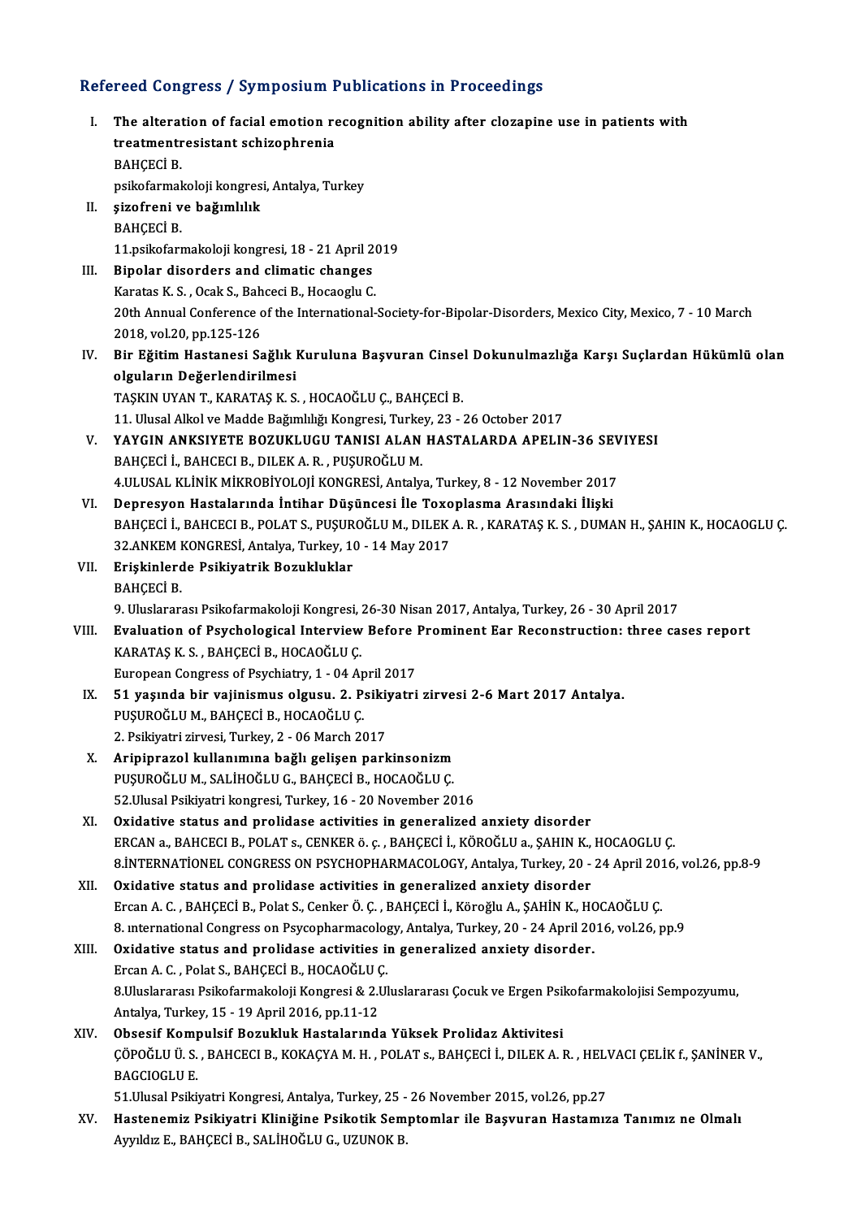## Refereed Congress / Symposium Publications in Proceedings

I. **The alteration of facial emotion recognition ability after clozapine use in patients with treatmentresistant schizophrenia**
   BAHÇECİ B.
   psikofarmakoloji kongresi, Antalya, Turkey

II. **şizofreni ve bağımlılık**
   BAHÇECİ B.
   11.psikofarmakoloji kongresi, 18 - 21 April 2019

III. **Bipolar disorders and climatic changes**
   Karatas K. S. , Ocak S., Bahceci B., Hocaoglu C.
   20th Annual Conference of the International-Society-for-Bipolar-Disorders, Mexico City, Mexico, 7 - 10 March 2018, vol.20, pp.125-126

IV. **Bir Eğitim Hastanesi Sağlık Kuruluna Başvuran Cinsel Dokunulmazlığa Karşı Suçlardan Hükümlü olan olguların Değerlendirilmesi**
   TAŞKIN UYAN T., KARATAŞ K. S. , HOCAOĞLU Ç., BAHÇECİ B.
   11. Ulusal Alkol ve Madde Bağımlılığı Kongresi, Turkey, 23 - 26 October 2017

V. **YAYGIN ANKSIYETE BOZUKLUGU TANISI ALAN HASTALARDA APELIN-36 SEVIYESI**
   BAHÇECİ İ., BAHCECI B., DILEK A. R. , PUŞUROĞLU M.
   4.ULUSAL KLİNİK MİKROBİYOLOJİ KONGRESİ, Antalya, Turkey, 8 - 12 November 2017

VI. **Depresyon Hastalarında İntihar Düşüncesi İle Toxoplasma Arasındaki İlişki**
   BAHÇECİ İ., BAHCECI B., POLAT S., PUŞUROĞLU M., DILEK A. R. , KARATAŞ K. S. , DUMAN H., ŞAHIN K., HOCAOGLU Ç.
   32.ANKEM KONGRESİ, Antalya, Turkey, 10 - 14 May 2017

VII. **Erişkinlerde Psikiyatrik Bozukluklar**
   BAHÇECİ B.
   9. Uluslararası Psikofarmakoloji Kongresi, 26-30 Nisan 2017, Antalya, Turkey, 26 - 30 April 2017

VIII. **Evaluation of Psychological Interview Before Prominent Ear Reconstruction: three cases report**
   KARATAŞ K. S. , BAHÇECİ B., HOCAOĞLU Ç.
   European Congress of Psychiatry, 1 - 04 April 2017

IX. **51 yaşında bir vajinismus olgusu. 2. Psikiyatri zirvesi 2-6 Mart 2017 Antalya.**
   PUŞUROĞLU M., BAHÇECİ B., HOCAOĞLU Ç.
   2. Psikiyatri zirvesi, Turkey, 2 - 06 March 2017

X. **Aripiprazol kullanımına bağlı gelişen parkinsonizm**
   PUŞUROĞLU M., SALİHOĞLU G., BAHÇECİ B., HOCAOĞLU Ç.
   52.Ulusal Psikiyatri kongresi, Turkey, 16 - 20 November 2016

XI. **Oxidative status and prolidase activities in generalized anxiety disorder**
   ERCAN a., BAHCECI B., POLAT s., CENKER ö. ç. , BAHÇECİ İ., KÖROĞLU a., ŞAHIN K., HOCAOGLU Ç.
   8.İNTERNATİONEL CONGRESS ON PSYCHOPHARMACOLOGY, Antalya, Turkey, 20 - 24 April 2016, vol.26, pp.8-9

XII. **Oxidative status and prolidase activities in generalized anxiety disorder**
   Ercan A. C. , BAHÇECİ B., Polat S., Cenker Ö. Ç. , BAHÇECİ İ., Köroğlu A., ŞAHİN K., HOCAOĞLU Ç.
   8. ınternational Congress on Psycopharmacology, Antalya, Turkey, 20 - 24 April 2016, vol.26, pp.9

XIII. **Oxidative status and prolidase activities in generalized anxiety disorder.**
   Ercan A. C. , Polat S., BAHÇECİ B., HOCAOĞLU Ç.
   8.Uluslararası Psikofarmakoloji Kongresi & 2.Uluslararası Çocuk ve Ergen Psikofarmakolojisi Sempozyumu, Antalya, Turkey, 15 - 19 April 2016, pp.11-12

XIV. **Obsesif Kompulsif Bozukluk Hastalarında Yüksek Prolidaz Aktivitesi**
   ÇÖPOĞLU Ü. S. , BAHCECI B., KOKAÇYA M. H. , POLAT s., BAHÇECİ İ., DILEK A. R. , HELVACI ÇELİK f., ŞANİNER V., BAGCIOGLU E.
   51.Ulusal Psikiyatri Kongresi, Antalya, Turkey, 25 - 26 November 2015, vol.26, pp.27

XV. **Hastenemiz Psikiyatri Kliniğine Psikotik Semptomlar ile Başvuran Hastamıza Tanımız ne Olmalı**
   Ayyıldız E., BAHÇECİ B., SALİHOĞLU G., UZUNOK B.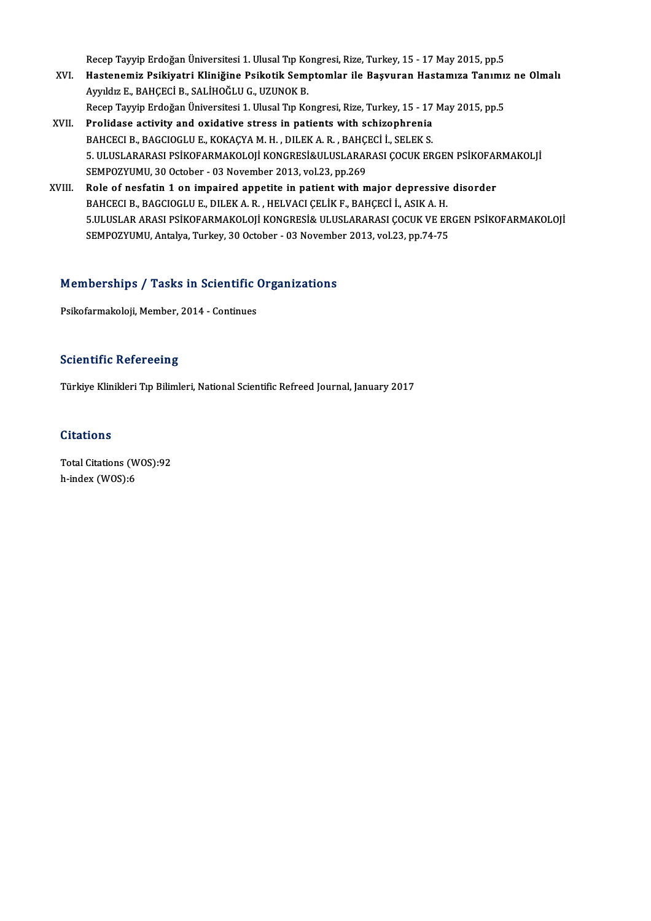Recep Tayyip Erdoğan Üniversitesi 1. Ulusal Tıp Kongresi, Rize, Turkey, 15 - 17 May 2015, pp.5

XVI. **Hastenemiz Psikiyatri Kliniğine Psikotik Semptomlar ile Başvuran Hastamıza Tanımız ne Olmalı**
Ayyıldız E., BAHÇECİ B., SALİHOĞLU G., UZUNOK B.
Recep Tayyip Erdoğan Üniversitesi 1. Ulusal Tıp Kongresi, Rize, Turkey, 15 - 17 May 2015, pp.5

XVII. **Prolidase activity and oxidative stress in patients with schizophrenia**
BAHCECI B., BAGCIOGLU E., KOKAÇYA M. H. , DILEK A. R. , BAHÇECİ İ., SELEK S.
5. ULUSLARARASI PSİKOFARMAKOLOJİ KONGRESİ&ULUSLARARASI ÇOCUK ERGEN PSİKOFARMAKOLJİ SEMPOZYUMU, 30 October - 03 November 2013, vol.23, pp.269

XVIII. **Role of nesfatin 1 on impaired appetite in patient with major depressive disorder**
BAHCECI B., BAGCIOGLU E., DILEK A. R. , HELVACI ÇELİK F., BAHÇECİ İ., ASIK A. H.
5.ULUSLAR ARASI PSİKOFARMAKOLOJİ KONGRESİ& ULUSLARARASI ÇOCUK VE ERGEN PSİKOFARMAKOLOJİ SEMPOZYUMU, Antalya, Turkey, 30 October - 03 November 2013, vol.23, pp.74-75

## Memberships / Tasks in Scientific Organizations

Psikofarmakoloji, Member, 2014 - Continues

## Scientific Refereeing

Türkiye Klinikleri Tıp Bilimleri, National Scientific Refreed Journal, January 2017

## Citations

Total Citations (WOS):92
h-index (WOS):6